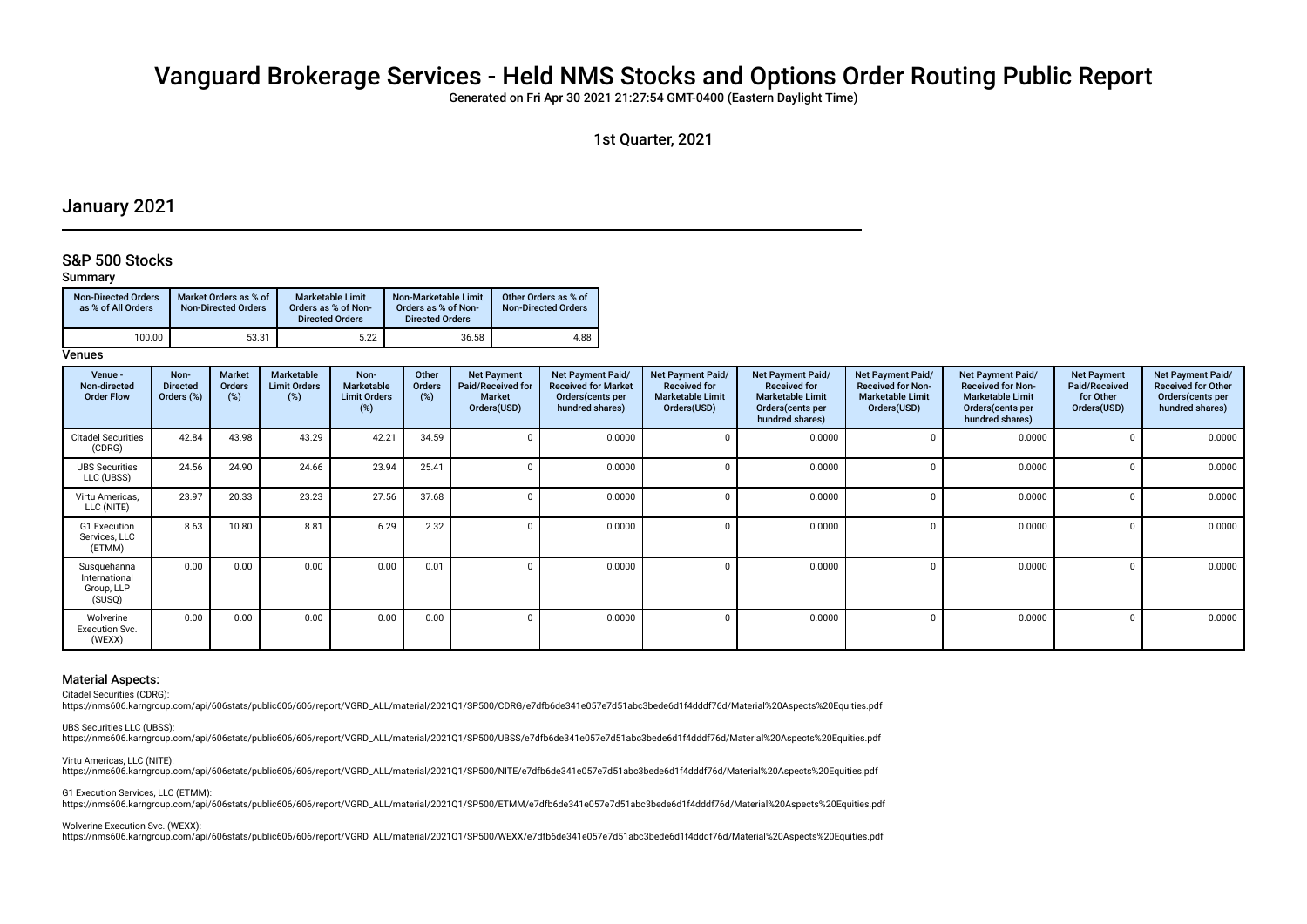# Vanguard Brokerage Services - Held NMS Stocks and Options Order Routing Public Report

Generated on Fri Apr 30 2021 21:27:54 GMT-0400 (Eastern Daylight Time)

1st Quarter, 2021

## January 2021

### S&P 500 Stocks

**Summary**

| Non-Directed Orders as % of All Orders | Market Orders as % of Non-Directed Orders | Marketable Limit Orders as % of Non-Directed Orders | Non-Marketable Limit Orders as % of Non-Directed Orders | Other Orders as % of Non-Directed Orders |
|---|---|---|---|---|
| 100.00 | 53.31 | 5.22 | 36.58 | 4.88 |

**Venues**

| Venue - Non-directed Order Flow | Non-Directed Orders (%) | Market Orders (%) | Marketable Limit Orders (%) | Non-Marketable Limit Orders (%) | Other Orders (%) | Net Payment Paid/Received for Market Orders(USD) | Net Payment Paid/ Received for Market Orders(cents per hundred shares) | Net Payment Paid/ Received for Marketable Limit Orders(USD) | Net Payment Paid/ Received for Marketable Limit Orders(cents per hundred shares) | Net Payment Paid/ Received for Non-Marketable Limit Orders(USD) | Net Payment Paid/ Received for Non-Marketable Limit Orders(cents per hundred shares) | Net Payment Paid/Received for Other Orders(USD) | Net Payment Paid/ Received for Other Orders(cents per hundred shares) |
|---|---|---|---|---|---|---|---|---|---|---|---|---|---|
| Citadel Securities (CDRG) | 42.84 | 43.98 | 43.29 | 42.21 | 34.59 | 0 | 0.0000 | 0 | 0.0000 | 0 | 0.0000 | 0 | 0.0000 |
| UBS Securities LLC (UBSS) | 24.56 | 24.90 | 24.66 | 23.94 | 25.41 | 0 | 0.0000 | 0 | 0.0000 | 0 | 0.0000 | 0 | 0.0000 |
| Virtu Americas, LLC (NITE) | 23.97 | 20.33 | 23.23 | 27.56 | 37.68 | 0 | 0.0000 | 0 | 0.0000 | 0 | 0.0000 | 0 | 0.0000 |
| G1 Execution Services, LLC (ETMM) | 8.63 | 10.80 | 8.81 | 6.29 | 2.32 | 0 | 0.0000 | 0 | 0.0000 | 0 | 0.0000 | 0 | 0.0000 |
| Susquehanna International Group, LLP (SUSQ) | 0.00 | 0.00 | 0.00 | 0.00 | 0.01 | 0 | 0.0000 | 0 | 0.0000 | 0 | 0.0000 | 0 | 0.0000 |
| Wolverine Execution Svc. (WEXX) | 0.00 | 0.00 | 0.00 | 0.00 | 0.00 | 0 | 0.0000 | 0 | 0.0000 | 0 | 0.0000 | 0 | 0.0000 |

### Material Aspects:

Citadel Securities (CDRG):
https://nms606.karngroup.com/api/606stats/public606/606/report/VGRD_ALL/material/2021Q1/SP500/CDRG/e7dfb6de341e057e7d51abc3bede6d1f4dddf76d/Material%20Aspects%20Equities.pdf

UBS Securities LLC (UBSS):
https://nms606.karngroup.com/api/606stats/public606/606/report/VGRD_ALL/material/2021Q1/SP500/UBSS/e7dfb6de341e057e7d51abc3bede6d1f4dddf76d/Material%20Aspects%20Equities.pdf

Virtu Americas, LLC (NITE):
https://nms606.karngroup.com/api/606stats/public606/606/report/VGRD_ALL/material/2021Q1/SP500/NITE/e7dfb6de341e057e7d51abc3bede6d1f4dddf76d/Material%20Aspects%20Equities.pdf

G1 Execution Services, LLC (ETMM):
https://nms606.karngroup.com/api/606stats/public606/606/report/VGRD_ALL/material/2021Q1/SP500/ETMM/e7dfb6de341e057e7d51abc3bede6d1f4dddf76d/Material%20Aspects%20Equities.pdf

Wolverine Execution Svc. (WEXX):
https://nms606.karngroup.com/api/606stats/public606/606/report/VGRD_ALL/material/2021Q1/SP500/WEXX/e7dfb6de341e057e7d51abc3bede6d1f4dddf76d/Material%20Aspects%20Equities.pdf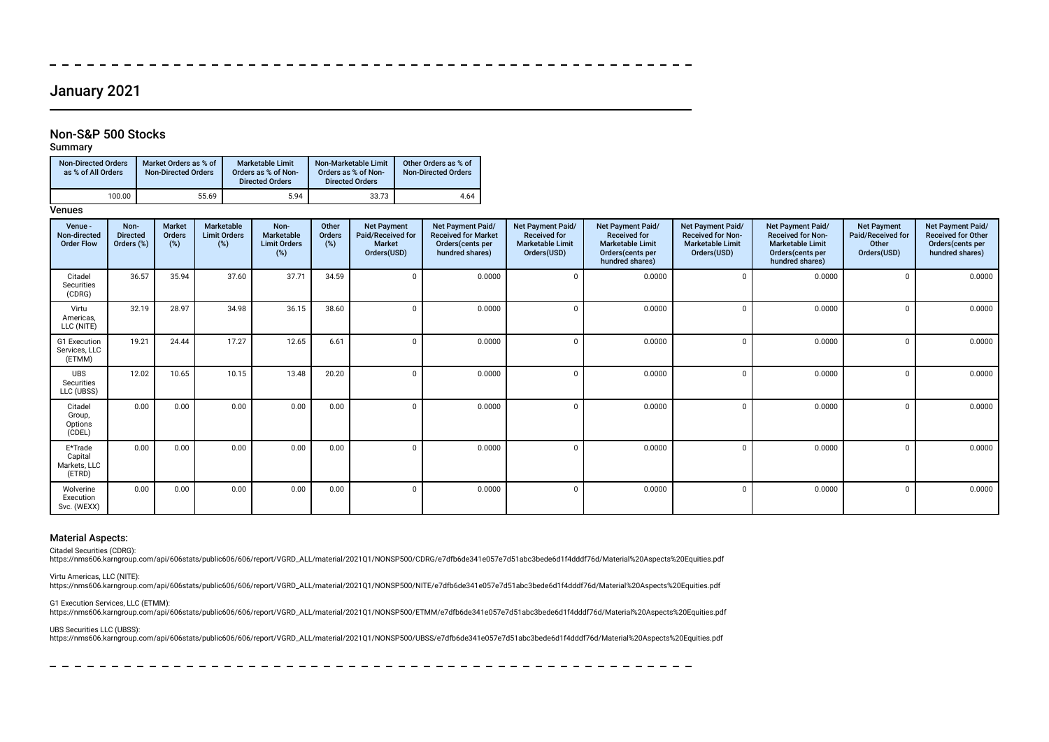## January 2021

### Non-S&P 500 Stocks

#### Summary

| Non-Directed Orders as % of All Orders | Market Orders as % of Non-Directed Orders | Marketable Limit Orders as % of Non-Directed Orders | Non-Marketable Limit Orders as % of Non-Directed Orders | Other Orders as % of Non-Directed Orders |
|---|---|---|---|---|
| 100.00 | 55.69 | 5.94 | 33.73 | 4.64 |

#### Venues

| Venue - Non-directed Order Flow | Non-Directed Orders (%) | Market Orders (%) | Marketable Limit Orders (%) | Non-Marketable Limit Orders (%) | Other Orders (%) | Net Payment Paid/Received for Market Orders(USD) | Net Payment Paid/Received for Market Orders(cents per hundred shares) | Net Payment Paid/Received for Marketable Limit Orders(USD) | Net Payment Paid/Received for Marketable Limit Orders(cents per hundred shares) | Net Payment Paid/Received for Non-Marketable Limit Orders(USD) | Net Payment Paid/Received for Non-Marketable Limit Orders(cents per hundred shares) | Net Payment Paid/Received for Other Orders(USD) | Net Payment Paid/Received for Other Orders(cents per hundred shares) |
|---|---|---|---|---|---|---|---|---|---|---|---|---|---|
| Citadel Securities (CDRG) | 36.57 | 35.94 | 37.60 | 37.71 | 34.59 | 0 | 0.0000 | 0 | 0.0000 | 0 | 0.0000 | 0 | 0.0000 |
| Virtu Americas, LLC (NITE) | 32.19 | 28.97 | 34.98 | 36.15 | 38.60 | 0 | 0.0000 | 0 | 0.0000 | 0 | 0.0000 | 0 | 0.0000 |
| G1 Execution Services, LLC (ETMM) | 19.21 | 24.44 | 17.27 | 12.65 | 6.61 | 0 | 0.0000 | 0 | 0.0000 | 0 | 0.0000 | 0 | 0.0000 |
| UBS Securities LLC (UBSS) | 12.02 | 10.65 | 10.15 | 13.48 | 20.20 | 0 | 0.0000 | 0 | 0.0000 | 0 | 0.0000 | 0 | 0.0000 |
| Citadel Group, Options (CDEL) | 0.00 | 0.00 | 0.00 | 0.00 | 0.00 | 0 | 0.0000 | 0 | 0.0000 | 0 | 0.0000 | 0 | 0.0000 |
| E*Trade Capital Markets, LLC (ETRD) | 0.00 | 0.00 | 0.00 | 0.00 | 0.00 | 0 | 0.0000 | 0 | 0.0000 | 0 | 0.0000 | 0 | 0.0000 |
| Wolverine Execution Svc. (WEXX) | 0.00 | 0.00 | 0.00 | 0.00 | 0.00 | 0 | 0.0000 | 0 | 0.0000 | 0 | 0.0000 | 0 | 0.0000 |

#### Material Aspects:

Citadel Securities (CDRG):
https://nms606.karngroup.com/api/606stats/public606/606/report/VGRD_ALL/material/2021Q1/NONSP500/CDRG/e7dfb6de341e057e7d51abc3bede6d1f4dddf76d/Material%20Aspects%20Equities.pdf

Virtu Americas, LLC (NITE):
https://nms606.karngroup.com/api/606stats/public606/606/report/VGRD_ALL/material/2021Q1/NONSP500/NITE/e7dfb6de341e057e7d51abc3bede6d1f4dddf76d/Material%20Aspects%20Equities.pdf

G1 Execution Services, LLC (ETMM):
https://nms606.karngroup.com/api/606stats/public606/606/report/VGRD_ALL/material/2021Q1/NONSP500/ETMM/e7dfb6de341e057e7d51abc3bede6d1f4dddf76d/Material%20Aspects%20Equities.pdf

UBS Securities LLC (UBSS):
https://nms606.karngroup.com/api/606stats/public606/606/report/VGRD_ALL/material/2021Q1/NONSP500/UBSS/e7dfb6de341e057e7d51abc3bede6d1f4dddf76d/Material%20Aspects%20Equities.pdf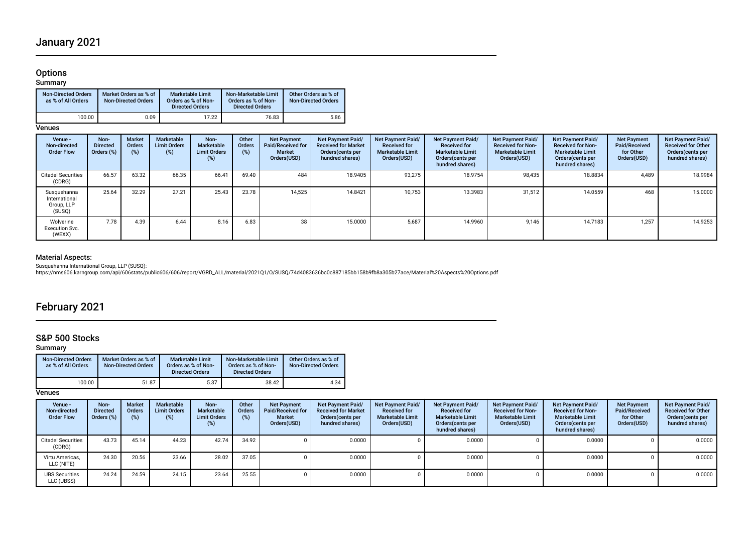# January 2021

## Options

### Summary

| Non-Directed Orders as % of All Orders | Market Orders as % of Non-Directed Orders | Marketable Limit Orders as % of Non-Directed Orders | Non-Marketable Limit Orders as % of Non-Directed Orders | Other Orders as % of Non-Directed Orders |
|---|---|---|---|---|
| 100.00 | 0.09 | 17.22 | 76.83 | 5.86 |

### Venues

| Venue - Non-directed Order Flow | Non-Directed Orders (%) | Market Orders (%) | Marketable Limit Orders (%) | Non-Marketable Limit Orders (%) | Other Orders (%) | Net Payment Paid/Received for Market Orders(USD) | Net Payment Paid/Received for Market Orders(cents per hundred shares) | Net Payment Paid/Received for Marketable Limit Orders(USD) | Net Payment Paid/Received for Marketable Limit Orders(cents per hundred shares) | Net Payment Paid/Received for Non-Marketable Limit Orders(USD) | Net Payment Paid/Received for Non-Marketable Limit Orders(cents per hundred shares) | Net Payment Paid/Received for Other Orders(USD) | Net Payment Paid/Received for Other Orders(cents per hundred shares) |
|---|---|---|---|---|---|---|---|---|---|---|---|---|---|
| Citadel Securities (CDRG) | 66.57 | 63.32 | 66.35 | 66.41 | 69.40 | 484 | 18.9405 | 93,275 | 18.9754 | 98,435 | 18.8834 | 4,489 | 18.9984 |
| Susquehanna International Group, LLP (SUSQ) | 25.64 | 32.29 | 27.21 | 25.43 | 23.78 | 14,525 | 14.8421 | 10,753 | 13.3983 | 31,512 | 14.0559 | 468 | 15.0000 |
| Wolverine Execution Svc. (WEXX) | 7.78 | 4.39 | 6.44 | 8.16 | 6.83 | 38 | 15.0000 | 5,687 | 14.9960 | 9,146 | 14.7183 | 1,257 | 14.9253 |

### Material Aspects:

Susquehanna International Group, LLP (SUSQ):
https://nms606.karngroup.com/api/606stats/public606/606/report/VGRD_ALL/material/2021Q1/O/SUSQ/74d4083636bc0c887185bb158b9fb8a305b27ace/Material%20Aspects%20Options.pdf

# February 2021

## S&P 500 Stocks

### Summary

| Non-Directed Orders as % of All Orders | Market Orders as % of Non-Directed Orders | Marketable Limit Orders as % of Non-Directed Orders | Non-Marketable Limit Orders as % of Non-Directed Orders | Other Orders as % of Non-Directed Orders |
|---|---|---|---|---|
| 100.00 | 51.87 | 5.37 | 38.42 | 4.34 |

### Venues

| Venue - Non-directed Order Flow | Non-Directed Orders (%) | Market Orders (%) | Marketable Limit Orders (%) | Non-Marketable Limit Orders (%) | Other Orders (%) | Net Payment Paid/Received for Market Orders(USD) | Net Payment Paid/Received for Market Orders(cents per hundred shares) | Net Payment Paid/Received for Marketable Limit Orders(USD) | Net Payment Paid/Received for Marketable Limit Orders(cents per hundred shares) | Net Payment Paid/Received for Non-Marketable Limit Orders(USD) | Net Payment Paid/Received for Non-Marketable Limit Orders(cents per hundred shares) | Net Payment Paid/Received for Other Orders(USD) | Net Payment Paid/Received for Other Orders(cents per hundred shares) |
|---|---|---|---|---|---|---|---|---|---|---|---|---|---|
| Citadel Securities (CDRG) | 43.73 | 45.14 | 44.23 | 42.74 | 34.92 | 0 | 0.0000 | 0 | 0.0000 | 0 | 0.0000 | 0 | 0.0000 |
| Virtu Americas, LLC (NITE) | 24.30 | 20.56 | 23.66 | 28.02 | 37.05 | 0 | 0.0000 | 0 | 0.0000 | 0 | 0.0000 | 0 | 0.0000 |
| UBS Securities LLC (UBSS) | 24.24 | 24.59 | 24.15 | 23.64 | 25.55 | 0 | 0.0000 | 0 | 0.0000 | 0 | 0.0000 | 0 | 0.0000 |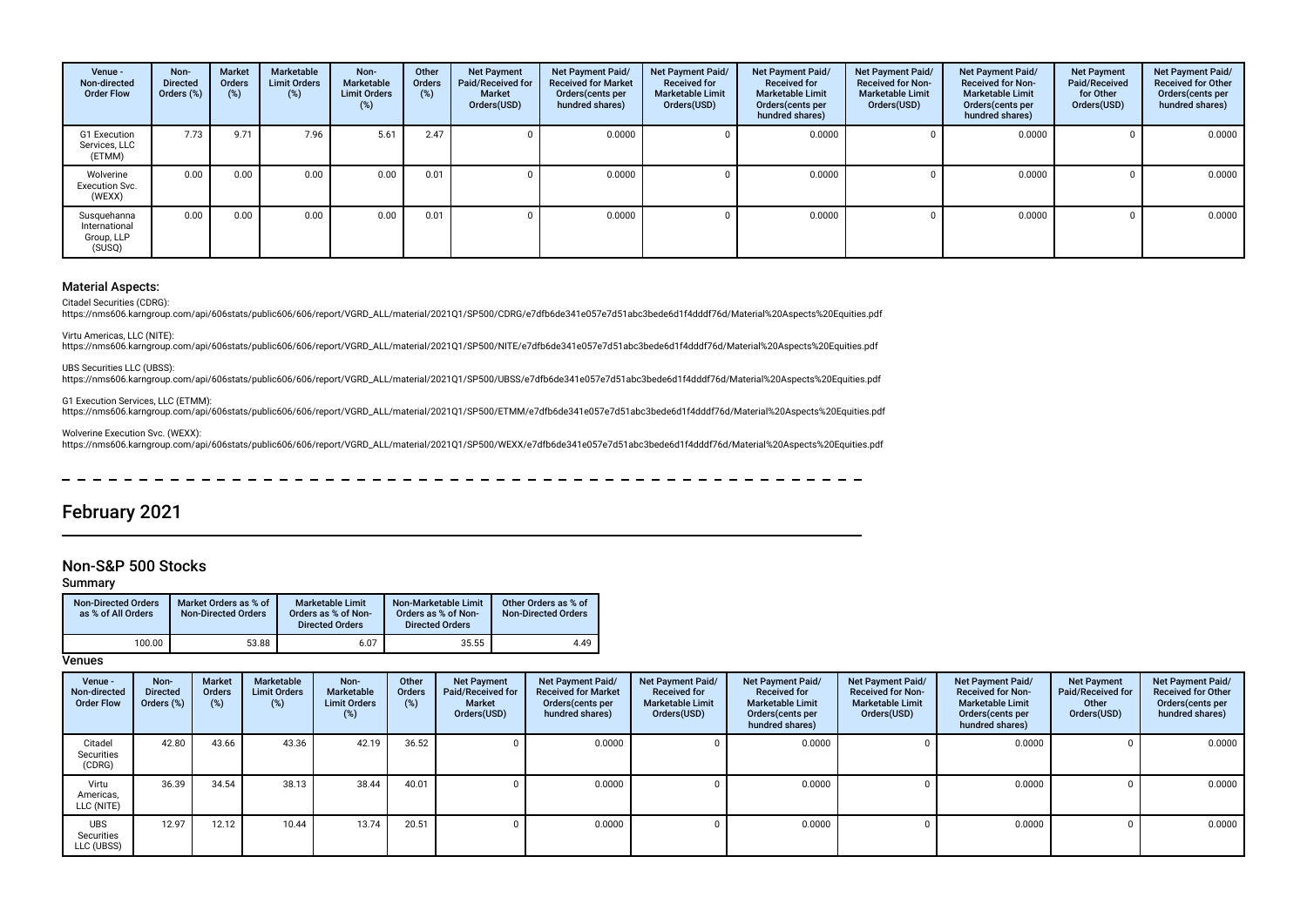| Venue - Non-directed Order Flow | Non-Directed Orders (%) | Market Orders (%) | Marketable Limit Orders (%) | Non-Marketable Limit Orders (%) | Other Orders (%) | Net Payment Paid/Received for Market Orders(USD) | Net Payment Paid/Received for Market Orders(cents per hundred shares) | Net Payment Paid/Received for Marketable Limit Orders(USD) | Net Payment Paid/Received for Marketable Limit Orders(cents per hundred shares) | Net Payment Paid/Received for Non-Marketable Limit Orders(USD) | Net Payment Paid/Received for Non-Marketable Limit Orders(cents per hundred shares) | Net Payment Paid/Received for Other Orders(USD) | Net Payment Paid/Received for Other Orders(cents per hundred shares) |
|---|---|---|---|---|---|---|---|---|---|---|---|---|---|
| G1 Execution Services, LLC (ETMM) | 7.73 | 9.71 | 7.96 | 5.61 | 2.47 | 0 | 0.0000 | 0 | 0.0000 | 0 | 0.0000 | 0 | 0.0000 |
| Wolverine Execution Svc. (WEXX) | 0.00 | 0.00 | 0.00 | 0.00 | 0.01 | 0 | 0.0000 | 0 | 0.0000 | 0 | 0.0000 | 0 | 0.0000 |
| Susquehanna International Group, LLP (SUSQ) | 0.00 | 0.00 | 0.00 | 0.00 | 0.01 | 0 | 0.0000 | 0 | 0.0000 | 0 | 0.0000 | 0 | 0.0000 |

### Material Aspects:

Citadel Securities (CDRG):
https://nms606.karngroup.com/api/606stats/public606/606/report/VGRD_ALL/material/2021Q1/SP500/CDRG/e7dfb6de341e057e7d51abc3bede6d1f4dddf76d/Material%20Aspects%20Equities.pdf

Virtu Americas, LLC (NITE):
https://nms606.karngroup.com/api/606stats/public606/606/report/VGRD_ALL/material/2021Q1/SP500/NITE/e7dfb6de341e057e7d51abc3bede6d1f4dddf76d/Material%20Aspects%20Equities.pdf

UBS Securities LLC (UBSS):
https://nms606.karngroup.com/api/606stats/public606/606/report/VGRD_ALL/material/2021Q1/SP500/UBSS/e7dfb6de341e057e7d51abc3bede6d1f4dddf76d/Material%20Aspects%20Equities.pdf

G1 Execution Services, LLC (ETMM):
https://nms606.karngroup.com/api/606stats/public606/606/report/VGRD_ALL/material/2021Q1/SP500/ETMM/e7dfb6de341e057e7d51abc3bede6d1f4dddf76d/Material%20Aspects%20Equities.pdf

Wolverine Execution Svc. (WEXX):
https://nms606.karngroup.com/api/606stats/public606/606/report/VGRD_ALL/material/2021Q1/SP500/WEXX/e7dfb6de341e057e7d51abc3bede6d1f4dddf76d/Material%20Aspects%20Equities.pdf

# February 2021

## Non-S&P 500 Stocks

### Summary

| Non-Directed Orders as % of All Orders | Market Orders as % of Non-Directed Orders | Marketable Limit Orders as % of Non-Directed Orders | Non-Marketable Limit Orders as % of Non-Directed Orders | Other Orders as % of Non-Directed Orders |
|---|---|---|---|---|
| 100.00 | 53.88 | 6.07 | 35.55 | 4.49 |

### Venues

| Venue - Non-directed Order Flow | Non-Directed Orders (%) | Market Orders (%) | Marketable Limit Orders (%) | Non-Marketable Limit Orders (%) | Other Orders (%) | Net Payment Paid/Received for Market Orders(USD) | Net Payment Paid/Received for Market Orders(cents per hundred shares) | Net Payment Paid/Received for Marketable Limit Orders(USD) | Net Payment Paid/Received for Marketable Limit Orders(cents per hundred shares) | Net Payment Paid/Received for Non-Marketable Limit Orders(USD) | Net Payment Paid/Received for Non-Marketable Limit Orders(cents per hundred shares) | Net Payment Paid/Received for Other Orders(USD) | Net Payment Paid/Received for Other Orders(cents per hundred shares) |
|---|---|---|---|---|---|---|---|---|---|---|---|---|---|
| Citadel Securities (CDRG) | 42.80 | 43.66 | 43.36 | 42.19 | 36.52 | 0 | 0.0000 | 0 | 0.0000 | 0 | 0.0000 | 0 | 0.0000 |
| Virtu Americas, LLC (NITE) | 36.39 | 34.54 | 38.13 | 38.44 | 40.01 | 0 | 0.0000 | 0 | 0.0000 | 0 | 0.0000 | 0 | 0.0000 |
| UBS Securities LLC (UBSS) | 12.97 | 12.12 | 10.44 | 13.74 | 20.51 | 0 | 0.0000 | 0 | 0.0000 | 0 | 0.0000 | 0 | 0.0000 |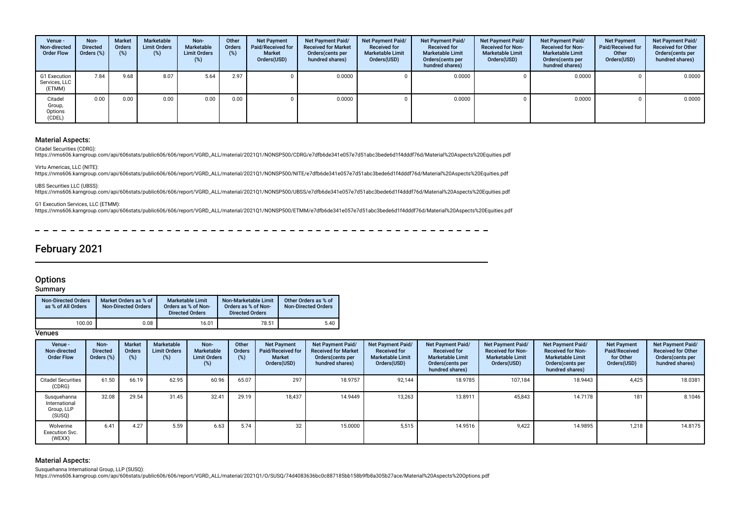| Venue - Non-directed Order Flow | Non-Directed Orders (%) | Market Orders (%) | Marketable Limit Orders (%) | Non-Marketable Limit Orders (%) | Other Orders (%) | Net Payment Paid/Received for Market Orders(USD) | Net Payment Paid/ Received for Market Orders(cents per hundred shares) | Net Payment Paid/ Received for Marketable Limit Orders(USD) | Net Payment Paid/ Received for Marketable Limit Orders(cents per hundred shares) | Net Payment Paid/ Received for Non-Marketable Limit Orders(USD) | Net Payment Paid/ Received for Non-Marketable Limit Orders(cents per hundred shares) | Net Payment Paid/Received for Other Orders(USD) | Net Payment Paid/ Received for Other Orders(cents per hundred shares) |
|---|---|---|---|---|---|---|---|---|---|---|---|---|---|
| G1 Execution Services, LLC (ETMM) | 7.84 | 9.68 | 8.07 | 5.64 | 2.97 | 0 | 0.0000 | 0 | 0.0000 | 0 | 0.0000 | 0 | 0.0000 |
| Citadel Group, Options (CDEL) | 0.00 | 0.00 | 0.00 | 0.00 | 0.00 | 0 | 0.0000 | 0 | 0.0000 | 0 | 0.0000 | 0 | 0.0000 |

### Material Aspects:

Citadel Securities (CDRG):
https://nms606.karngroup.com/api/606stats/public606/606/report/VGRD_ALL/material/2021Q1/NONSP500/CDRG/e7dfb6de341e057e7d51abc3bede6d1f4dddf76d/Material%20Aspects%20Equities.pdf

Virtu Americas, LLC (NITE):
https://nms606.karngroup.com/api/606stats/public606/606/report/VGRD_ALL/material/2021Q1/NONSP500/NITE/e7dfb6de341e057e7d51abc3bede6d1f4dddf76d/Material%20Aspects%20Equities.pdf

UBS Securities LLC (UBSS):
https://nms606.karngroup.com/api/606stats/public606/606/report/VGRD_ALL/material/2021Q1/NONSP500/UBSS/e7dfb6de341e057e7d51abc3bede6d1f4dddf76d/Material%20Aspects%20Equities.pdf

G1 Execution Services, LLC (ETMM):
https://nms606.karngroup.com/api/606stats/public606/606/report/VGRD_ALL/material/2021Q1/NONSP500/ETMM/e7dfb6de341e057e7d51abc3bede6d1f4dddf76d/Material%20Aspects%20Equities.pdf

# February 2021

## Options

### Summary

| Non-Directed Orders as % of All Orders | Market Orders as % of Non-Directed Orders | Marketable Limit Orders as % of Non-Directed Orders | Non-Marketable Limit Orders as % of Non-Directed Orders | Other Orders as % of Non-Directed Orders |
|---|---|---|---|---|
| 100.00 | 0.08 | 16.01 | 78.51 | 5.40 |

### Venues

| Venue - Non-directed Order Flow | Non-Directed Orders (%) | Market Orders (%) | Marketable Limit Orders (%) | Non-Marketable Limit Orders (%) | Other Orders (%) | Net Payment Paid/Received for Market Orders(USD) | Net Payment Paid/ Received for Market Orders(cents per hundred shares) | Net Payment Paid/ Received for Marketable Limit Orders(USD) | Net Payment Paid/ Received for Marketable Limit Orders(cents per hundred shares) | Net Payment Paid/ Received for Non-Marketable Limit Orders(USD) | Net Payment Paid/ Received for Non-Marketable Limit Orders(cents per hundred shares) | Net Payment Paid/Received for Other Orders(USD) | Net Payment Paid/ Received for Other Orders(cents per hundred shares) |
|---|---|---|---|---|---|---|---|---|---|---|---|---|---|
| Citadel Securities (CDRG) | 61.50 | 66.19 | 62.95 | 60.96 | 65.07 | 297 | 18.9757 | 92,144 | 18.9785 | 107,184 | 18.9443 | 4,425 | 18.0381 |
| Susquehanna International Group, LLP (SUSQ) | 32.08 | 29.54 | 31.45 | 32.41 | 29.19 | 18,437 | 14.9449 | 13,263 | 13.8911 | 45,843 | 14.7178 | 181 | 8.1046 |
| Wolverine Execution Svc. (WEXX) | 6.41 | 4.27 | 5.59 | 6.63 | 5.74 | 32 | 15.0000 | 5,515 | 14.9516 | 9,422 | 14.9895 | 1,218 | 14.8175 |

### Material Aspects:

Susquehanna International Group, LLP (SUSQ):
https://nms606.karngroup.com/api/606stats/public606/606/report/VGRD_ALL/material/2021Q1/O/SUSQ/74d4083636bc0c887185bb158b9fb8a305b27ace/Material%20Aspects%20Options.pdf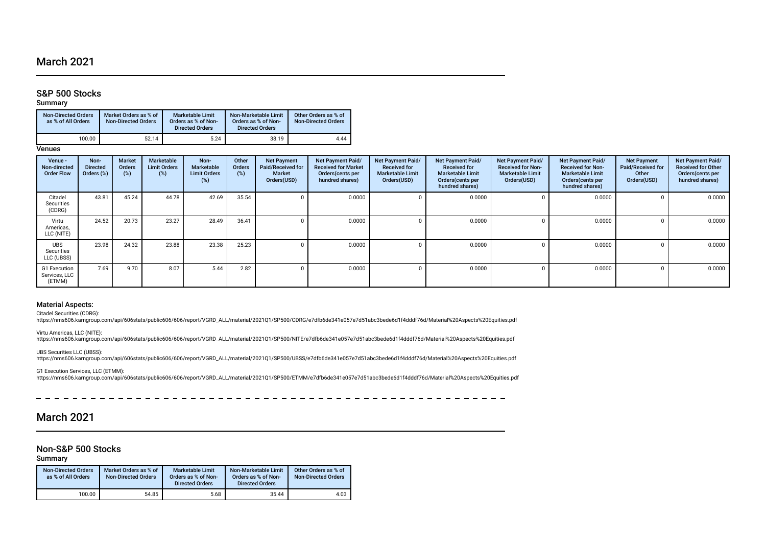# March 2021

## S&P 500 Stocks

### Summary

| Non-Directed Orders as % of All Orders | Market Orders as % of Non-Directed Orders | Marketable Limit Orders as % of Non-Directed Orders | Non-Marketable Limit Orders as % of Non-Directed Orders | Other Orders as % of Non-Directed Orders |
|---|---|---|---|---|
| 100.00 | 52.14 | 5.24 | 38.19 | 4.44 |

### Venues

| Venue - Non-directed Order Flow | Non-Directed Orders (%) | Market Orders (%) | Marketable Limit Orders (%) | Non-Marketable Limit Orders (%) | Other Orders (%) | Net Payment Paid/Received for Market Orders(USD) | Net Payment Paid/ Received for Market Orders(cents per hundred shares) | Net Payment Paid/ Received for Marketable Limit Orders(USD) | Net Payment Paid/ Received for Marketable Limit Orders(cents per hundred shares) | Net Payment Paid/ Received for Non-Marketable Limit Orders(USD) | Net Payment Paid/ Received for Non-Marketable Limit Orders(cents per hundred shares) | Net Payment Paid/Received for Other Orders(USD) | Net Payment Paid/ Received for Other Orders(cents per hundred shares) |
|---|---|---|---|---|---|---|---|---|---|---|---|---|---|
| Citadel Securities (CDRG) | 43.81 | 45.24 | 44.78 | 42.69 | 35.54 | 0 | 0.0000 | 0 | 0.0000 | 0 | 0.0000 | 0 | 0.0000 |
| Virtu Americas, LLC (NITE) | 24.52 | 20.73 | 23.27 | 28.49 | 36.41 | 0 | 0.0000 | 0 | 0.0000 | 0 | 0.0000 | 0 | 0.0000 |
| UBS Securities LLC (UBSS) | 23.98 | 24.32 | 23.88 | 23.38 | 25.23 | 0 | 0.0000 | 0 | 0.0000 | 0 | 0.0000 | 0 | 0.0000 |
| G1 Execution Services, LLC (ETMM) | 7.69 | 9.70 | 8.07 | 5.44 | 2.82 | 0 | 0.0000 | 0 | 0.0000 | 0 | 0.0000 | 0 | 0.0000 |

### Material Aspects:

Citadel Securities (CDRG):
https://nms606.karngroup.com/api/606stats/public606/606/report/VGRD_ALL/material/2021Q1/SP500/CDRG/e7dfb6de341e057e7d51abc3bede6d1f4dddf76d/Material%20Aspects%20Equities.pdf

Virtu Americas, LLC (NITE):
https://nms606.karngroup.com/api/606stats/public606/606/report/VGRD_ALL/material/2021Q1/SP500/NITE/e7dfb6de341e057e7d51abc3bede6d1f4dddf76d/Material%20Aspects%20Equities.pdf

UBS Securities LLC (UBSS):
https://nms606.karngroup.com/api/606stats/public606/606/report/VGRD_ALL/material/2021Q1/SP500/UBSS/e7dfb6de341e057e7d51abc3bede6d1f4dddf76d/Material%20Aspects%20Equities.pdf

G1 Execution Services, LLC (ETMM):
https://nms606.karngroup.com/api/606stats/public606/606/report/VGRD_ALL/material/2021Q1/SP500/ETMM/e7dfb6de341e057e7d51abc3bede6d1f4dddf76d/Material%20Aspects%20Equities.pdf

# March 2021

## Non-S&P 500 Stocks

### Summary

| Non-Directed Orders as % of All Orders | Market Orders as % of Non-Directed Orders | Marketable Limit Orders as % of Non-Directed Orders | Non-Marketable Limit Orders as % of Non-Directed Orders | Other Orders as % of Non-Directed Orders |
|---|---|---|---|---|
| 100.00 | 54.85 | 5.68 | 35.44 | 4.03 |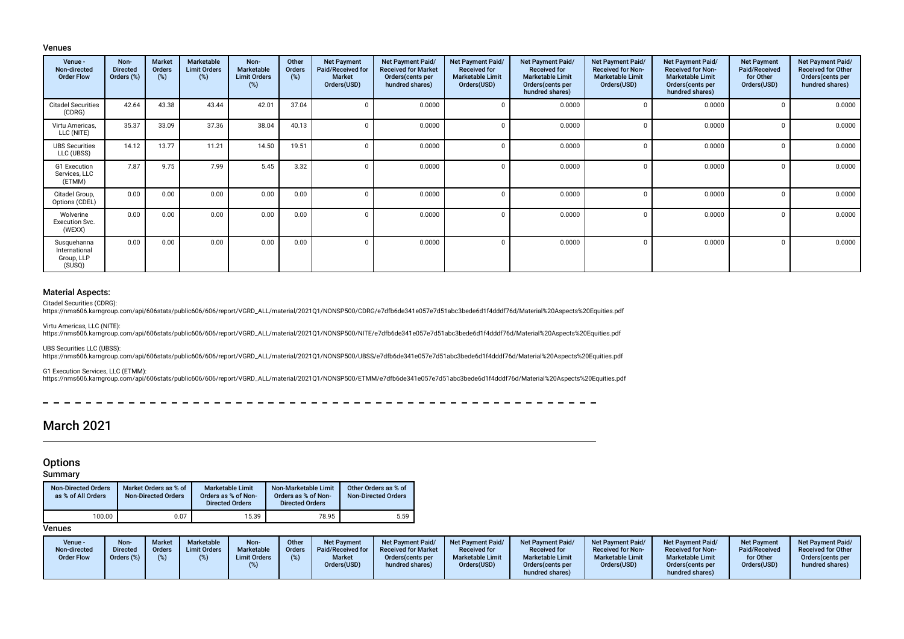### Venues

| Venue - Non-directed Order Flow | Non-Directed Orders (%) | Market Orders (%) | Marketable Limit Orders (%) | Non-Marketable Limit Orders (%) | Other Orders (%) | Net Payment Paid/Received for Market Orders(USD) | Net Payment Paid/Received for Market Orders(cents per hundred shares) | Net Payment Paid/Received for Marketable Limit Orders(USD) | Net Payment Paid/Received for Marketable Limit Orders(cents per hundred shares) | Net Payment Paid/Received for Non-Marketable Limit Orders(USD) | Net Payment Paid/Received for Non-Marketable Limit Orders(cents per hundred shares) | Net Payment Paid/Received for Other Orders(USD) | Net Payment Paid/Received for Other Orders(cents per hundred shares) |
|---|---|---|---|---|---|---|---|---|---|---|---|---|---|
| Citadel Securities (CDRG) | 42.64 | 43.38 | 43.44 | 42.01 | 37.04 | 0 | 0.0000 | 0 | 0.0000 | 0 | 0.0000 | 0 | 0.0000 |
| Virtu Americas, LLC (NITE) | 35.37 | 33.09 | 37.36 | 38.04 | 40.13 | 0 | 0.0000 | 0 | 0.0000 | 0 | 0.0000 | 0 | 0.0000 |
| UBS Securities LLC (UBSS) | 14.12 | 13.77 | 11.21 | 14.50 | 19.51 | 0 | 0.0000 | 0 | 0.0000 | 0 | 0.0000 | 0 | 0.0000 |
| G1 Execution Services, LLC (ETMM) | 7.87 | 9.75 | 7.99 | 5.45 | 3.32 | 0 | 0.0000 | 0 | 0.0000 | 0 | 0.0000 | 0 | 0.0000 |
| Citadel Group, Options (CDEL) | 0.00 | 0.00 | 0.00 | 0.00 | 0.00 | 0 | 0.0000 | 0 | 0.0000 | 0 | 0.0000 | 0 | 0.0000 |
| Wolverine Execution Svc. (WEXX) | 0.00 | 0.00 | 0.00 | 0.00 | 0.00 | 0 | 0.0000 | 0 | 0.0000 | 0 | 0.0000 | 0 | 0.0000 |
| Susquehanna International Group, LLP (SUSQ) | 0.00 | 0.00 | 0.00 | 0.00 | 0.00 | 0 | 0.0000 | 0 | 0.0000 | 0 | 0.0000 | 0 | 0.0000 |

### Material Aspects:

Citadel Securities (CDRG):
https://nms606.karngroup.com/api/606stats/public606/606/report/VGRD_ALL/material/2021Q1/NONSP500/CDRG/e7dfb6de341e057e7d51abc3bede6d1f4dddf76d/Material%20Aspects%20Equities.pdf

Virtu Americas, LLC (NITE):
https://nms606.karngroup.com/api/606stats/public606/606/report/VGRD_ALL/material/2021Q1/NONSP500/NITE/e7dfb6de341e057e7d51abc3bede6d1f4dddf76d/Material%20Aspects%20Equities.pdf

UBS Securities LLC (UBSS):
https://nms606.karngroup.com/api/606stats/public606/606/report/VGRD_ALL/material/2021Q1/NONSP500/UBSS/e7dfb6de341e057e7d51abc3bede6d1f4dddf76d/Material%20Aspects%20Equities.pdf

G1 Execution Services, LLC (ETMM):
https://nms606.karngroup.com/api/606stats/public606/606/report/VGRD_ALL/material/2021Q1/NONSP500/ETMM/e7dfb6de341e057e7d51abc3bede6d1f4dddf76d/Material%20Aspects%20Equities.pdf

# March 2021

## Options

### Summary

| Non-Directed Orders as % of All Orders | Market Orders as % of Non-Directed Orders | Marketable Limit Orders as % of Non-Directed Orders | Non-Marketable Limit Orders as % of Non-Directed Orders | Other Orders as % of Non-Directed Orders |
|---|---|---|---|---|
| 100.00 | 0.07 | 15.39 | 78.95 | 5.59 |

### Venues

| Venue - Non-directed Order Flow | Non-Directed Orders (%) | Market Orders (%) | Marketable Limit Orders (%) | Non-Marketable Limit Orders (%) | Other Orders (%) | Net Payment Paid/Received for Market Orders(USD) | Net Payment Paid/Received for Market Orders(cents per hundred shares) | Net Payment Paid/Received for Marketable Limit Orders(USD) | Net Payment Paid/Received for Marketable Limit Orders(cents per hundred shares) | Net Payment Paid/Received for Non-Marketable Limit Orders(USD) | Net Payment Paid/Received for Non-Marketable Limit Orders(cents per hundred shares) | Net Payment Paid/Received for Other Orders(USD) | Net Payment Paid/Received for Other Orders(cents per hundred shares) |
|---|---|---|---|---|---|---|---|---|---|---|---|---|---|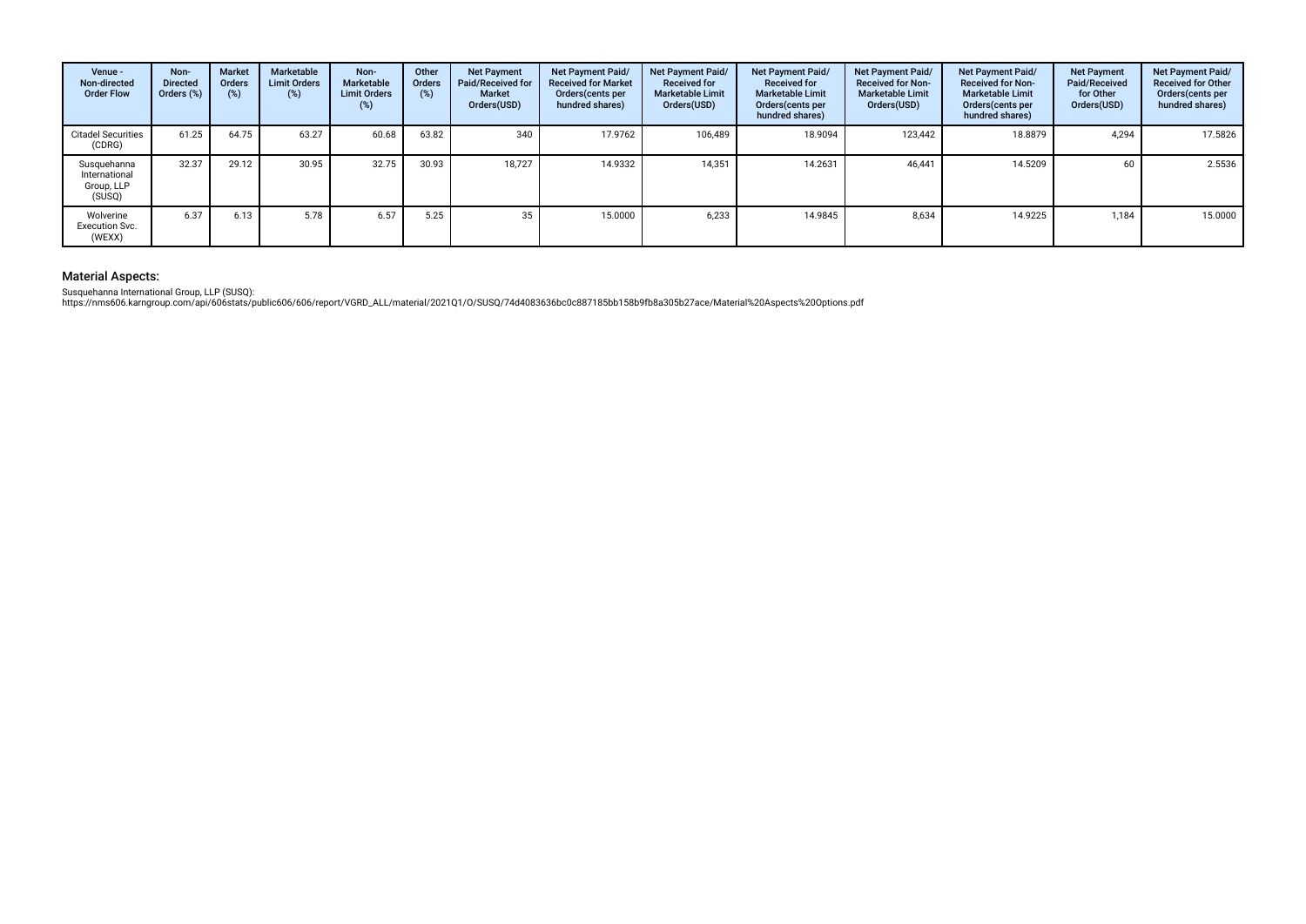| Venue - Non-directed Order Flow | Non-Directed Orders (%) | Market Orders (%) | Marketable Limit Orders (%) | Non-Marketable Limit Orders (%) | Other Orders (%) | Net Payment Paid/Received for Market Orders(USD) | Net Payment Paid/ Received for Market Orders(cents per hundred shares) | Net Payment Paid/ Received for Marketable Limit Orders(USD) | Net Payment Paid/ Received for Marketable Limit Orders(cents per hundred shares) | Net Payment Paid/ Received for Non-Marketable Limit Orders(USD) | Net Payment Paid/ Received for Non-Marketable Limit Orders(cents per hundred shares) | Net Payment Paid/Received for Other Orders(USD) | Net Payment Paid/ Received for Other Orders(cents per hundred shares) |
|---|---|---|---|---|---|---|---|---|---|---|---|---|---|
| Citadel Securities (CDRG) | 61.25 | 64.75 | 63.27 | 60.68 | 63.82 | 340 | 17.9762 | 106,489 | 18.9094 | 123,442 | 18.8879 | 4,294 | 17.5826 |
| Susquehanna International Group, LLP (SUSQ) | 32.37 | 29.12 | 30.95 | 32.75 | 30.93 | 18,727 | 14.9332 | 14,351 | 14.2631 | 46,441 | 14.5209 | 60 | 2.5536 |
| Wolverine Execution Svc. (WEXX) | 6.37 | 6.13 | 5.78 | 6.57 | 5.25 | 35 | 15.0000 | 6,233 | 14.9845 | 8,634 | 14.9225 | 1,184 | 15.0000 |

## Material Aspects:

Susquehanna International Group, LLP (SUSQ):
https://nms606.karngroup.com/api/606stats/public606/606/report/VGRD_ALL/material/2021Q1/O/SUSQ/74d4083636bc0c887185bb158b9fb8a305b27ace/Material%20Aspects%20Options.pdf